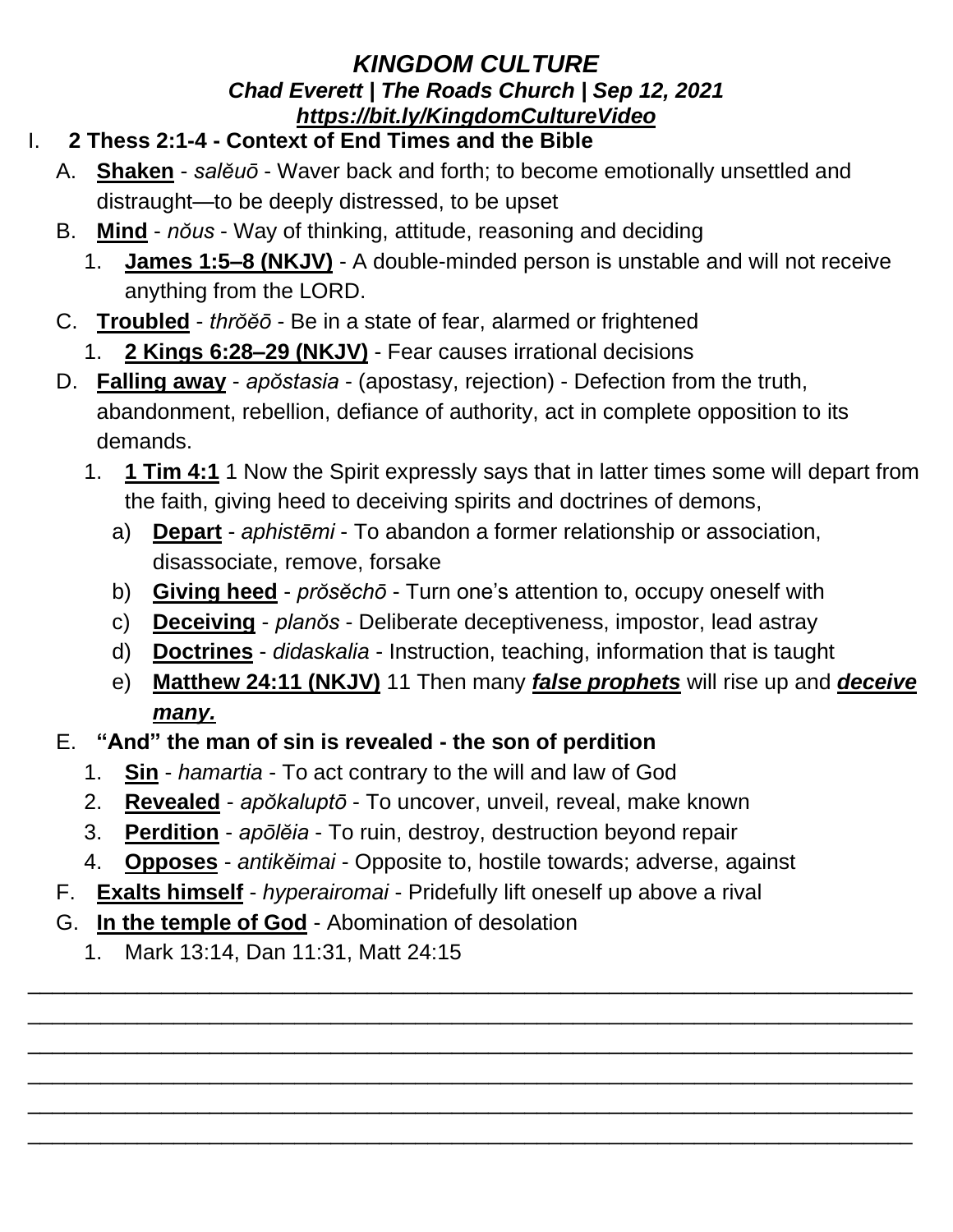# *KINGDOM CULTURE*

***Chad Everett | The Roads Church | Sep 12, 2021***

***https://bit.ly/KingdomCultureVideo***

I. **2 Thess 2:1-4 - Context of End Times and the Bible**
   - A. **Shaken** - *salĕuō* - Waver back and forth; to become emotionally unsettled and distraught—to be deeply distressed, to be upset
   - B. **Mind** - *nŏus* - Way of thinking, attitude, reasoning and deciding
     1. **James 1:5–8 (NKJV)** - A double-minded person is unstable and will not receive anything from the LORD.
   - C. **Troubled** - *thrŏĕō* - Be in a state of fear, alarmed or frightened
     1. **2 Kings 6:28–29 (NKJV)** - Fear causes irrational decisions
   - D. **Falling away** - *apŏstasia* - (apostasy, rejection) - Defection from the truth, abandonment, rebellion, defiance of authority, act in complete opposition to its demands.
     1. **1 Tim 4:1** 1 Now the Spirit expressly says that in latter times some will depart from the faith, giving heed to deceiving spirits and doctrines of demons,
        - a) **Depart** - *aphistēmi* - To abandon a former relationship or association, disassociate, remove, forsake
        - b) **Giving heed** - *prŏsĕchō* - Turn one's attention to, occupy oneself with
        - c) **Deceiving** - *planŏs* - Deliberate deceptiveness, impostor, lead astray
        - d) **Doctrines** - *didaskalia* - Instruction, teaching, information that is taught
        - e) **Matthew 24:11 (NKJV)** 11 Then many ***false prophets*** will rise up and ***deceive many.***
   - E. **"And" the man of sin is revealed - the son of perdition**
     1. **Sin** - *hamartia* - To act contrary to the will and law of God
     2. **Revealed** - *apŏkaluptō* - To uncover, unveil, reveal, make known
     3. **Perdition** - *apōlĕia* - To ruin, destroy, destruction beyond repair
     4. **Opposes** - *antikĕimai* - Opposite to, hostile towards; adverse, against
   - F. **Exalts himself** - *hyperairomai* - Pridefully lift oneself up above a rival
   - G. **In the temple of God** - Abomination of desolation
     1. Mark 13:14, Dan 11:31, Matt 24:15

\_\_\_\_\_\_\_\_\_\_\_\_\_\_\_\_\_\_\_\_\_\_\_\_\_\_\_\_\_\_\_\_\_\_\_\_\_\_\_\_\_\_\_\_\_\_\_\_\_\_\_\_\_\_\_\_\_\_\_\_\_\_\_\_\_\_\_\_\_\_

\_\_\_\_\_\_\_\_\_\_\_\_\_\_\_\_\_\_\_\_\_\_\_\_\_\_\_\_\_\_\_\_\_\_\_\_\_\_\_\_\_\_\_\_\_\_\_\_\_\_\_\_\_\_\_\_\_\_\_\_\_\_\_\_\_\_\_\_\_\_

\_\_\_\_\_\_\_\_\_\_\_\_\_\_\_\_\_\_\_\_\_\_\_\_\_\_\_\_\_\_\_\_\_\_\_\_\_\_\_\_\_\_\_\_\_\_\_\_\_\_\_\_\_\_\_\_\_\_\_\_\_\_\_\_\_\_\_\_\_\_

\_\_\_\_\_\_\_\_\_\_\_\_\_\_\_\_\_\_\_\_\_\_\_\_\_\_\_\_\_\_\_\_\_\_\_\_\_\_\_\_\_\_\_\_\_\_\_\_\_\_\_\_\_\_\_\_\_\_\_\_\_\_\_\_\_\_\_\_\_\_

\_\_\_\_\_\_\_\_\_\_\_\_\_\_\_\_\_\_\_\_\_\_\_\_\_\_\_\_\_\_\_\_\_\_\_\_\_\_\_\_\_\_\_\_\_\_\_\_\_\_\_\_\_\_\_\_\_\_\_\_\_\_\_\_\_\_\_\_\_\_

\_\_\_\_\_\_\_\_\_\_\_\_\_\_\_\_\_\_\_\_\_\_\_\_\_\_\_\_\_\_\_\_\_\_\_\_\_\_\_\_\_\_\_\_\_\_\_\_\_\_\_\_\_\_\_\_\_\_\_\_\_\_\_\_\_\_\_\_\_\_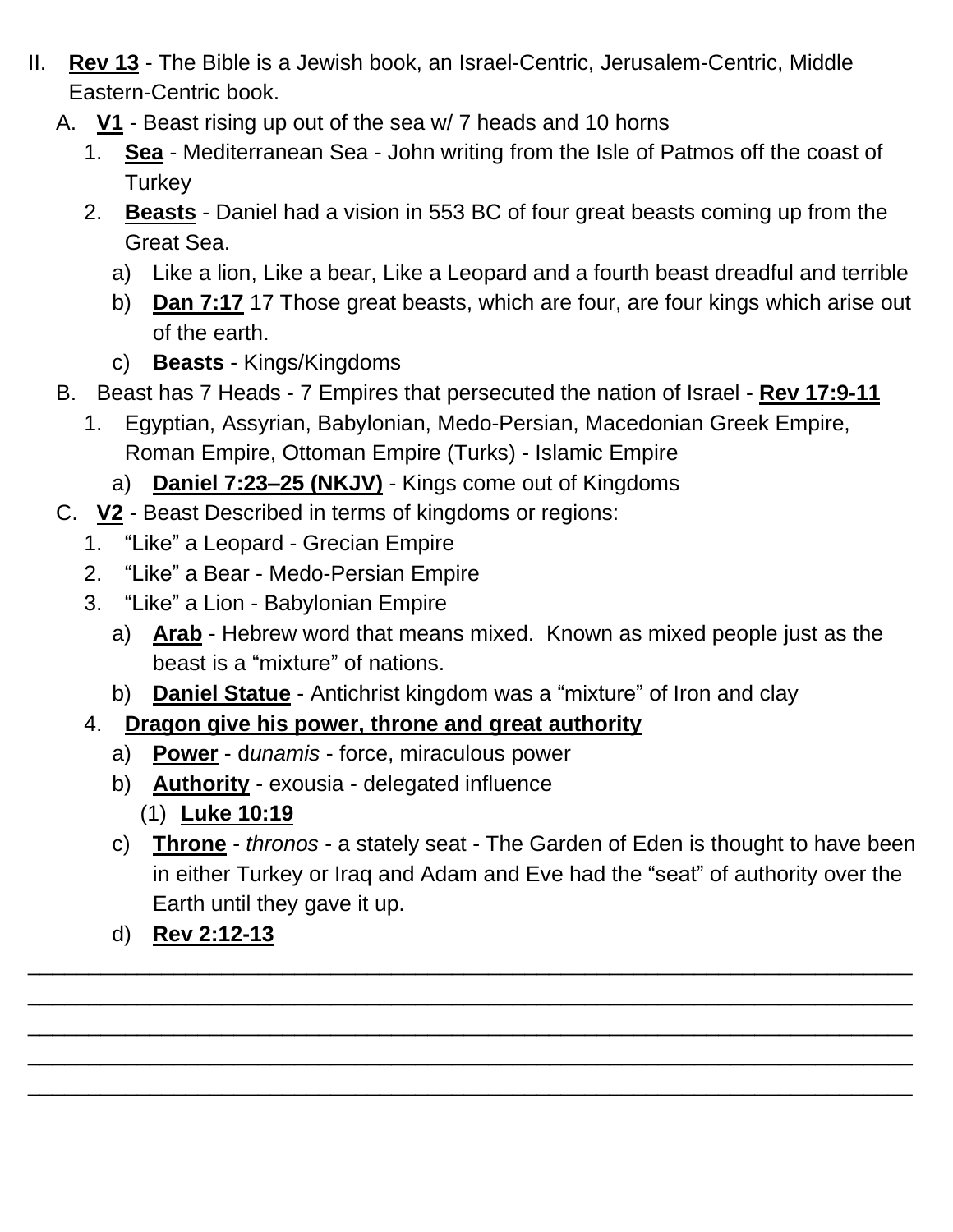II. **<u>Rev 13</u>** - The Bible is a Jewish book, an Israel-Centric, Jerusalem-Centric, Middle Eastern-Centric book.
   A. **<u>V1</u>** - Beast rising up out of the sea w/ 7 heads and 10 horns
      1. **<u>Sea</u>** - Mediterranean Sea - John writing from the Isle of Patmos off the coast of Turkey
      2. **<u>Beasts</u>** - Daniel had a vision in 553 BC of four great beasts coming up from the Great Sea.
         a) Like a lion, Like a bear, Like a Leopard and a fourth beast dreadful and terrible
         b) **<u>Dan 7:17</u>** 17 Those great beasts, which are four, are four kings which arise out of the earth.
         c) **Beasts** - Kings/Kingdoms
   B. Beast has 7 Heads - 7 Empires that persecuted the nation of Israel - **<u>Rev 17:9-11</u>**
      1. Egyptian, Assyrian, Babylonian, Medo-Persian, Macedonian Greek Empire, Roman Empire, Ottoman Empire (Turks) - Islamic Empire
         a) **<u>Daniel 7:23–25 (NKJV)</u>** - Kings come out of Kingdoms
   C. **<u>V2</u>** - Beast Described in terms of kingdoms or regions:
      1. “Like” a Leopard - Grecian Empire
      2. “Like” a Bear - Medo-Persian Empire
      3. “Like” a Lion - Babylonian Empire
         a) **<u>Arab</u>** - Hebrew word that means mixed. Known as mixed people just as the beast is a “mixture” of nations.
         b) **<u>Daniel Statue</u>** - Antichrist kingdom was a “mixture” of Iron and clay
      4. **<u>Dragon give his power, throne and great authority</u>**
         a) **<u>Power</u>** - d*unamis* - force, miraculous power
         b) **<u>Authority</u>** - exousia - delegated influence
            (1) **<u>Luke 10:19</u>**
         c) **<u>Throne</u>** - *thronos* - a stately seat - The Garden of Eden is thought to have been in either Turkey or Iraq and Adam and Eve had the “seat” of authority over the Earth until they gave it up.
         d) **<u>Rev 2:12-13</u>**

_______________________________________________________________________________

_______________________________________________________________________________

_______________________________________________________________________________

_______________________________________________________________________________

_______________________________________________________________________________